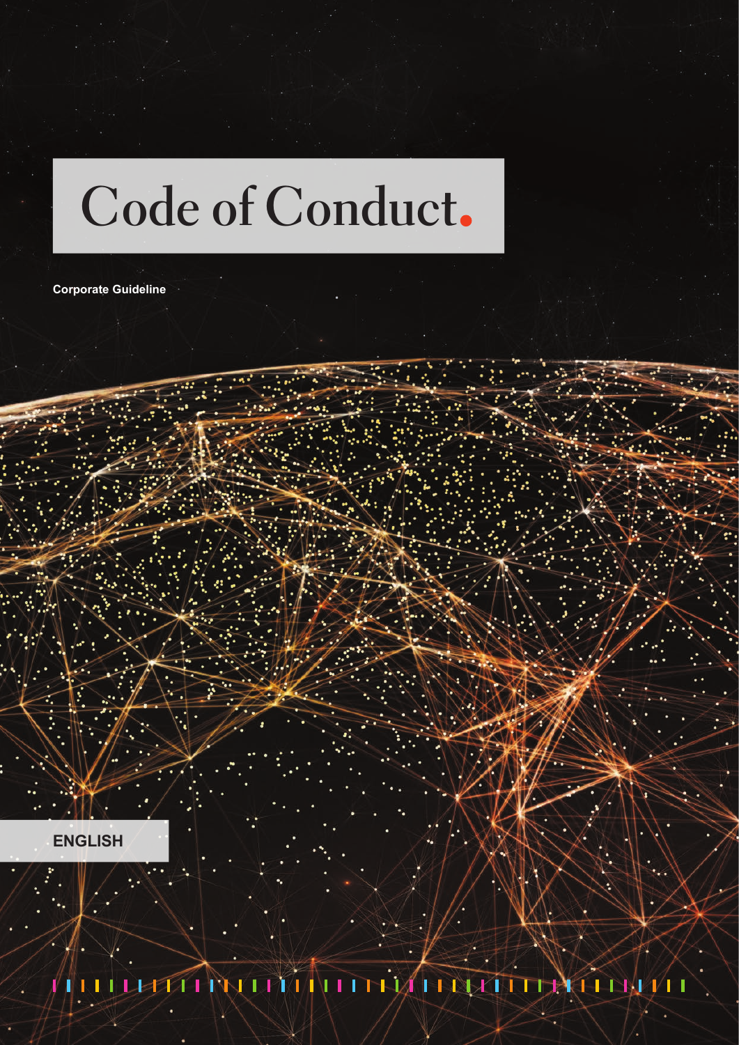# Code of Conduct.

**Corporate Guideline**

**ENGLISH**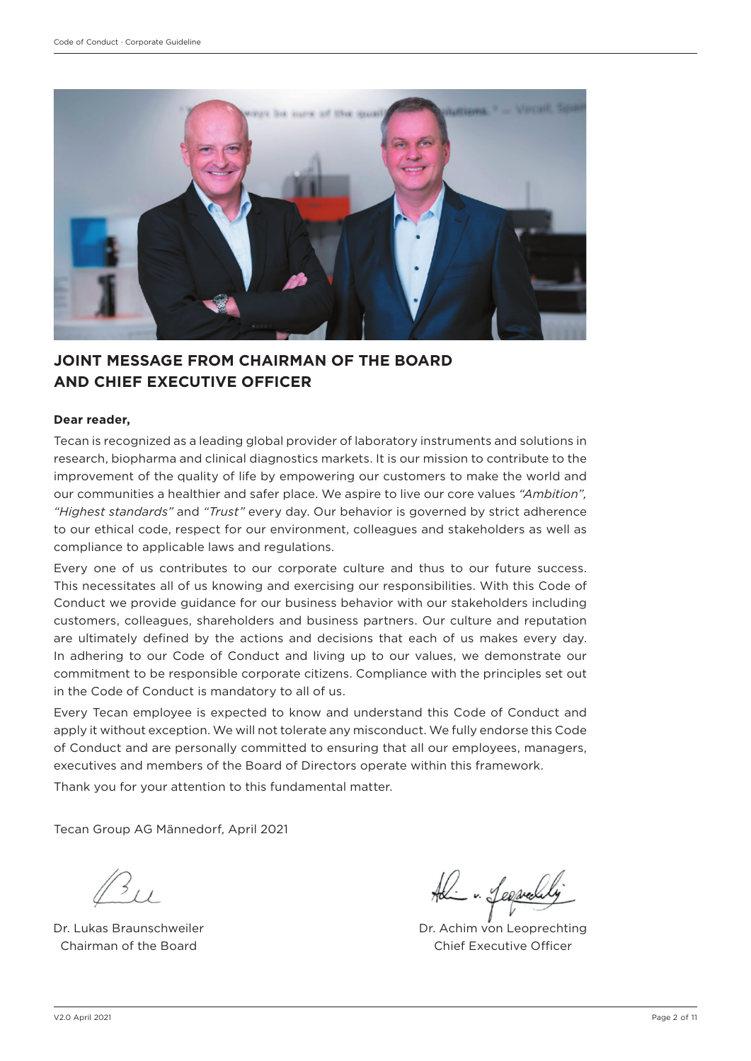## JOINT MESSAGE FROM CHAIRMAN OF THE BOARD AND CHIEF EXECUTIVE OFFICER

**Dear reader,**

Tecan is recognized as a leading global provider of laboratory instruments and solutions in research, biopharma and clinical diagnostics markets. It is our mission to contribute to the improvement of the quality of life by empowering our customers to make the world and our communities a healthier and safer place. We aspire to live our core values *"Ambition", "Highest standards"* and *"Trust"* every day. Our behavior is governed by strict adherence to our ethical code, respect for our environment, colleagues and stakeholders as well as compliance to applicable laws and regulations.

Every one of us contributes to our corporate culture and thus to our future success. This necessitates all of us knowing and exercising our responsibilities. With this Code of Conduct we provide guidance for our business behavior with our stakeholders including customers, colleagues, shareholders and business partners. Our culture and reputation are ultimately defined by the actions and decisions that each of us makes every day. In adhering to our Code of Conduct and living up to our values, we demonstrate our commitment to be responsible corporate citizens. Compliance with the principles set out in the Code of Conduct is mandatory to all of us.

Every Tecan employee is expected to know and understand this Code of Conduct and apply it without exception. We will not tolerate any misconduct. We fully endorse this Code of Conduct and are personally committed to ensuring that all our employees, managers, executives and members of the Board of Directors operate within this framework.

Thank you for your attention to this fundamental matter.

Tecan Group AG Männedorf, April 2021

Dr. Lukas Braunschweiler
Chairman of the Board

Dr. Achim von Leoprechting
Chief Executive Officer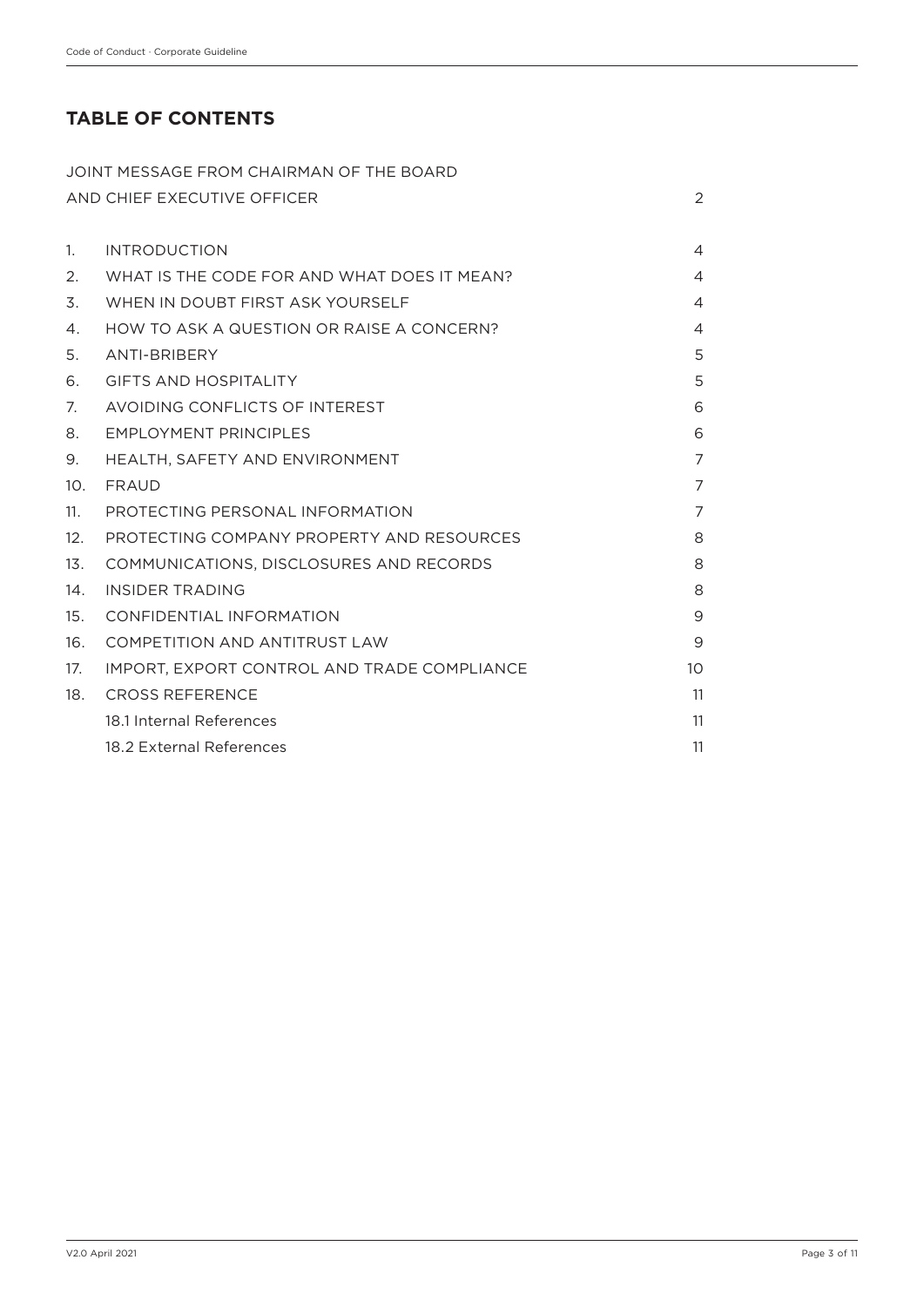## TABLE OF CONTENTS

| | | |
|---|---|---|
| | JOINT MESSAGE FROM CHAIRMAN OF THE BOARD AND CHIEF EXECUTIVE OFFICER | 2 |
| 1. | INTRODUCTION | 4 |
| 2. | WHAT IS THE CODE FOR AND WHAT DOES IT MEAN? | 4 |
| 3. | WHEN IN DOUBT FIRST ASK YOURSELF | 4 |
| 4. | HOW TO ASK A QUESTION OR RAISE A CONCERN? | 4 |
| 5. | ANTI-BRIBERY | 5 |
| 6. | GIFTS AND HOSPITALITY | 5 |
| 7. | AVOIDING CONFLICTS OF INTEREST | 6 |
| 8. | EMPLOYMENT PRINCIPLES | 6 |
| 9. | HEALTH, SAFETY AND ENVIRONMENT | 7 |
| 10. | FRAUD | 7 |
| 11. | PROTECTING PERSONAL INFORMATION | 7 |
| 12. | PROTECTING COMPANY PROPERTY AND RESOURCES | 8 |
| 13. | COMMUNICATIONS, DISCLOSURES AND RECORDS | 8 |
| 14. | INSIDER TRADING | 8 |
| 15. | CONFIDENTIAL INFORMATION | 9 |
| 16. | COMPETITION AND ANTITRUST LAW | 9 |
| 17. | IMPORT, EXPORT CONTROL AND TRADE COMPLIANCE | 10 |
| 18. | CROSS REFERENCE | 11 |
| | 18.1 Internal References | 11 |
| | 18.2 External References | 11 |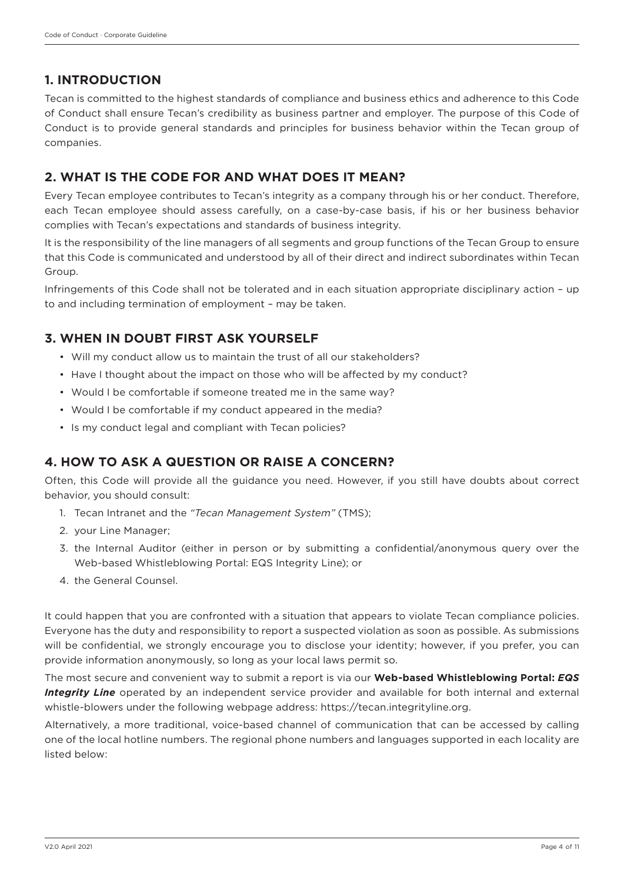## 1. INTRODUCTION

Tecan is committed to the highest standards of compliance and business ethics and adherence to this Code of Conduct shall ensure Tecan's credibility as business partner and employer. The purpose of this Code of Conduct is to provide general standards and principles for business behavior within the Tecan group of companies.

## 2. WHAT IS THE CODE FOR AND WHAT DOES IT MEAN?

Every Tecan employee contributes to Tecan's integrity as a company through his or her conduct. Therefore, each Tecan employee should assess carefully, on a case-by-case basis, if his or her business behavior complies with Tecan's expectations and standards of business integrity.

It is the responsibility of the line managers of all segments and group functions of the Tecan Group to ensure that this Code is communicated and understood by all of their direct and indirect subordinates within Tecan Group.

Infringements of this Code shall not be tolerated and in each situation appropriate disciplinary action – up to and including termination of employment – may be taken.

## 3. WHEN IN DOUBT FIRST ASK YOURSELF

- Will my conduct allow us to maintain the trust of all our stakeholders?
- Have I thought about the impact on those who will be affected by my conduct?
- Would I be comfortable if someone treated me in the same way?
- Would I be comfortable if my conduct appeared in the media?
- Is my conduct legal and compliant with Tecan policies?

## 4. HOW TO ASK A QUESTION OR RAISE A CONCERN?

Often, this Code will provide all the guidance you need. However, if you still have doubts about correct behavior, you should consult:

1. Tecan Intranet and the *"Tecan Management System"* (TMS);
2. your Line Manager;
3. the Internal Auditor (either in person or by submitting a confidential/anonymous query over the Web-based Whistleblowing Portal: EQS Integrity Line); or
4. the General Counsel.

It could happen that you are confronted with a situation that appears to violate Tecan compliance policies. Everyone has the duty and responsibility to report a suspected violation as soon as possible. As submissions will be confidential, we strongly encourage you to disclose your identity; however, if you prefer, you can provide information anonymously, so long as your local laws permit so.

The most secure and convenient way to submit a report is via our **Web-based Whistleblowing Portal: *EQS Integrity Line*** operated by an independent service provider and available for both internal and external whistle-blowers under the following webpage address: https://tecan.integrityline.org.

Alternatively, a more traditional, voice-based channel of communication that can be accessed by calling one of the local hotline numbers. The regional phone numbers and languages supported in each locality are listed below: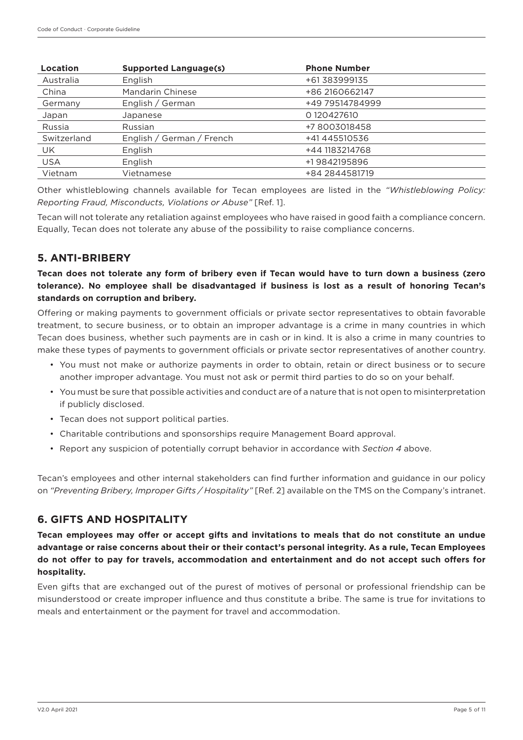| Location | Supported Language(s) | Phone Number |
|---|---|---|
| Australia | English | +61 383999135 |
| China | Mandarin Chinese | +86 2160662147 |
| Germany | English / German | +49 79514784999 |
| Japan | Japanese | 0 120427610 |
| Russia | Russian | +7 8003018458 |
| Switzerland | English / German / French | +41 445510536 |
| UK | English | +44 1183214768 |
| USA | English | +1 9842195896 |
| Vietnam | Vietnamese | +84 2844581719 |

Other whistleblowing channels available for Tecan employees are listed in the *"Whistleblowing Policy: Reporting Fraud, Misconducts, Violations or Abuse"* [Ref. 1].

Tecan will not tolerate any retaliation against employees who have raised in good faith a compliance concern. Equally, Tecan does not tolerate any abuse of the possibility to raise compliance concerns.

## 5. ANTI-BRIBERY

**Tecan does not tolerate any form of bribery even if Tecan would have to turn down a business (zero tolerance). No employee shall be disadvantaged if business is lost as a result of honoring Tecan's standards on corruption and bribery.**

Offering or making payments to government officials or private sector representatives to obtain favorable treatment, to secure business, or to obtain an improper advantage is a crime in many countries in which Tecan does business, whether such payments are in cash or in kind. It is also a crime in many countries to make these types of payments to government officials or private sector representatives of another country.

- You must not make or authorize payments in order to obtain, retain or direct business or to secure another improper advantage. You must not ask or permit third parties to do so on your behalf.
- You must be sure that possible activities and conduct are of a nature that is not open to misinterpretation if publicly disclosed.
- Tecan does not support political parties.
- Charitable contributions and sponsorships require Management Board approval.
- Report any suspicion of potentially corrupt behavior in accordance with *Section 4* above.

Tecan's employees and other internal stakeholders can find further information and guidance in our policy on *"Preventing Bribery, Improper Gifts / Hospitality"* [Ref. 2] available on the TMS on the Company's intranet.

## 6. GIFTS AND HOSPITALITY

**Tecan employees may offer or accept gifts and invitations to meals that do not constitute an undue advantage or raise concerns about their or their contact's personal integrity. As a rule, Tecan Employees do not offer to pay for travels, accommodation and entertainment and do not accept such offers for hospitality.**

Even gifts that are exchanged out of the purest of motives of personal or professional friendship can be misunderstood or create improper influence and thus constitute a bribe. The same is true for invitations to meals and entertainment or the payment for travel and accommodation.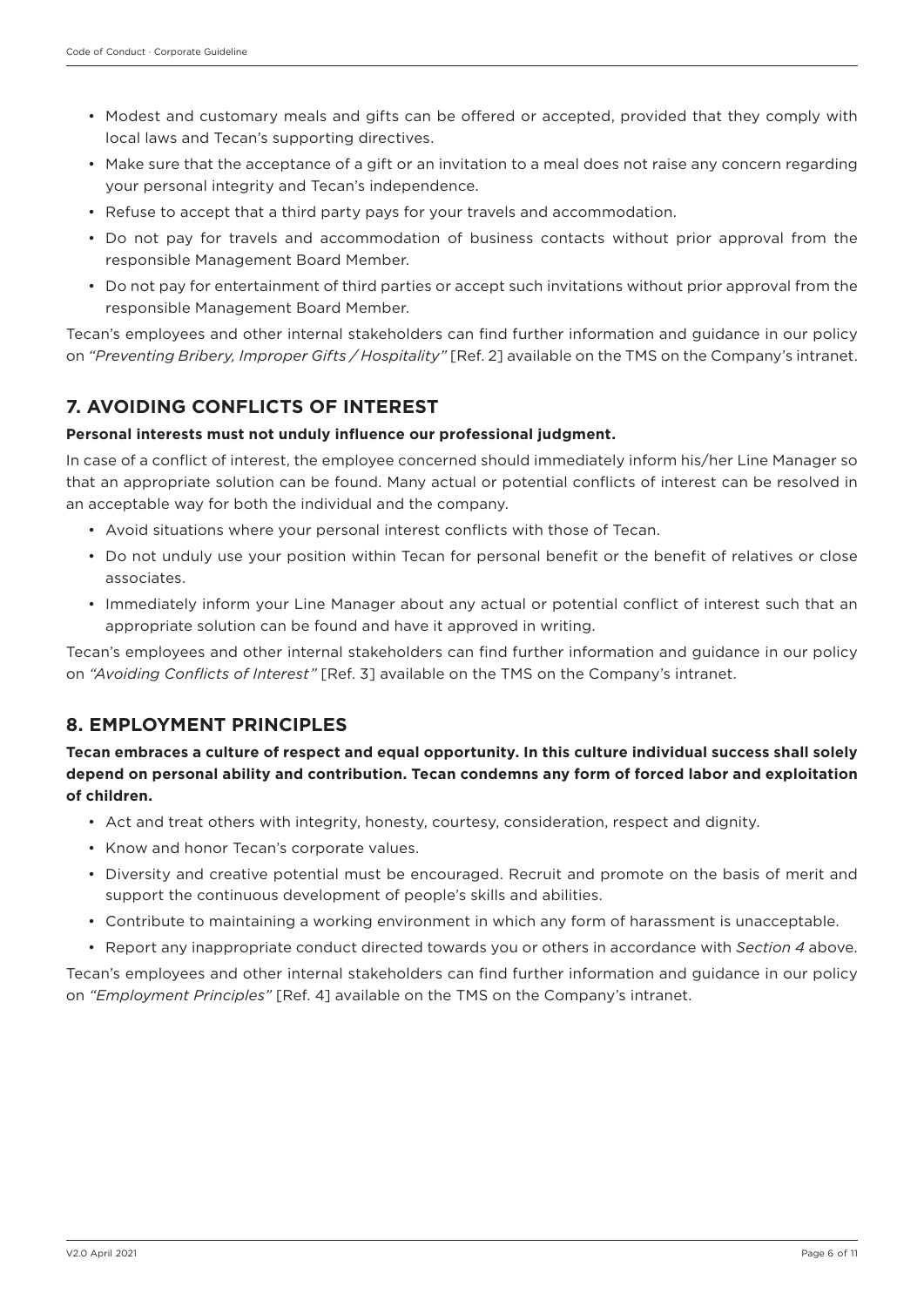- Modest and customary meals and gifts can be offered or accepted, provided that they comply with local laws and Tecan's supporting directives.
- Make sure that the acceptance of a gift or an invitation to a meal does not raise any concern regarding your personal integrity and Tecan's independence.
- Refuse to accept that a third party pays for your travels and accommodation.
- Do not pay for travels and accommodation of business contacts without prior approval from the responsible Management Board Member.
- Do not pay for entertainment of third parties or accept such invitations without prior approval from the responsible Management Board Member.

Tecan's employees and other internal stakeholders can find further information and guidance in our policy on *"Preventing Bribery, Improper Gifts / Hospitality"* [Ref. 2] available on the TMS on the Company's intranet.

## 7. AVOIDING CONFLICTS OF INTEREST

**Personal interests must not unduly influence our professional judgment.**

In case of a conflict of interest, the employee concerned should immediately inform his/her Line Manager so that an appropriate solution can be found. Many actual or potential conflicts of interest can be resolved in an acceptable way for both the individual and the company.

- Avoid situations where your personal interest conflicts with those of Tecan.
- Do not unduly use your position within Tecan for personal benefit or the benefit of relatives or close associates.
- Immediately inform your Line Manager about any actual or potential conflict of interest such that an appropriate solution can be found and have it approved in writing.

Tecan's employees and other internal stakeholders can find further information and guidance in our policy on *"Avoiding Conflicts of Interest"* [Ref. 3] available on the TMS on the Company's intranet.

## 8. EMPLOYMENT PRINCIPLES

**Tecan embraces a culture of respect and equal opportunity. In this culture individual success shall solely depend on personal ability and contribution. Tecan condemns any form of forced labor and exploitation of children.**

- Act and treat others with integrity, honesty, courtesy, consideration, respect and dignity.
- Know and honor Tecan's corporate values.
- Diversity and creative potential must be encouraged. Recruit and promote on the basis of merit and support the continuous development of people's skills and abilities.
- Contribute to maintaining a working environment in which any form of harassment is unacceptable.
- Report any inappropriate conduct directed towards you or others in accordance with *Section 4* above.

Tecan's employees and other internal stakeholders can find further information and guidance in our policy on *"Employment Principles"* [Ref. 4] available on the TMS on the Company's intranet.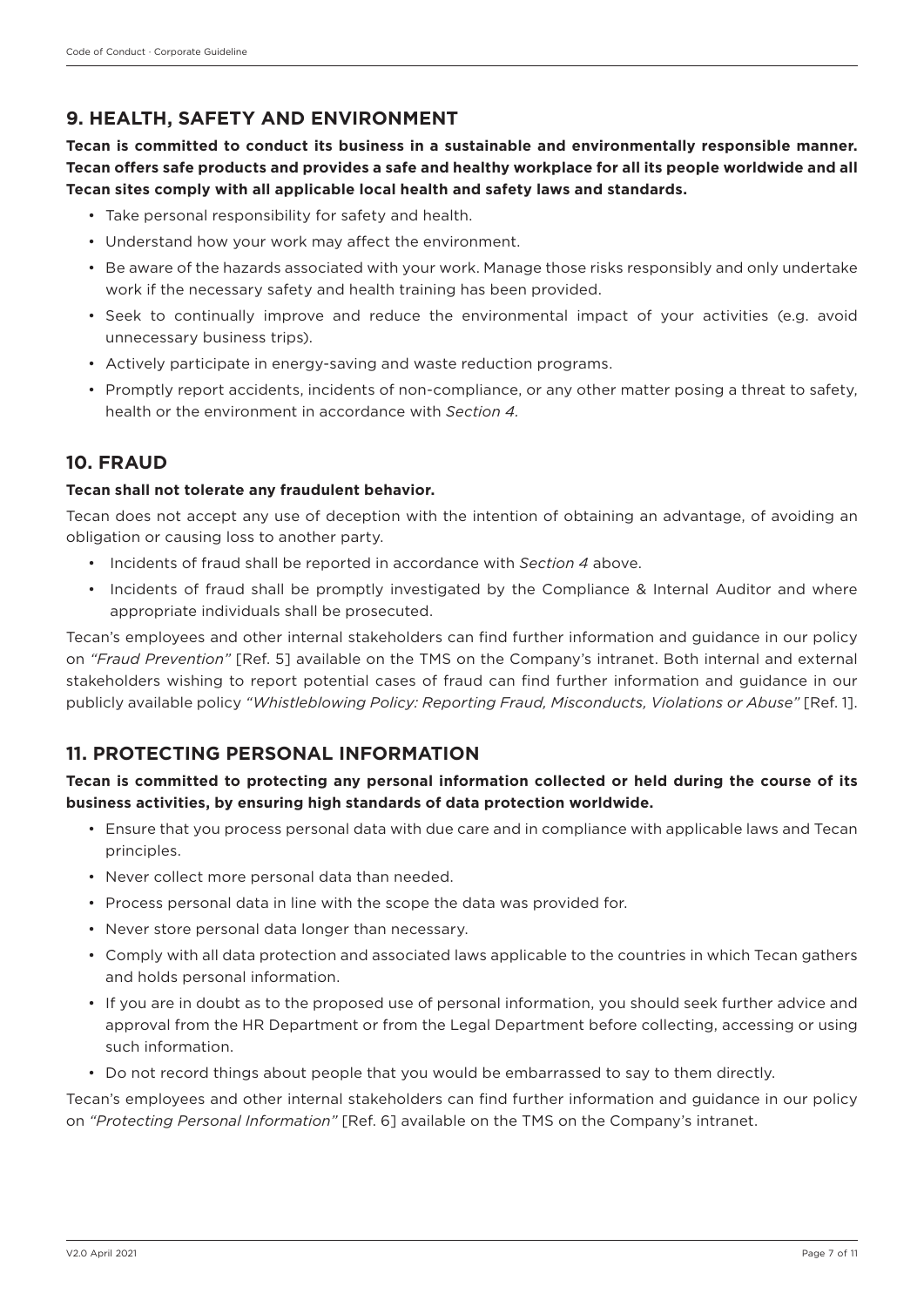## 9. HEALTH, SAFETY AND ENVIRONMENT

**Tecan is committed to conduct its business in a sustainable and environmentally responsible manner. Tecan offers safe products and provides a safe and healthy workplace for all its people worldwide and all Tecan sites comply with all applicable local health and safety laws and standards.**

- Take personal responsibility for safety and health.
- Understand how your work may affect the environment.
- Be aware of the hazards associated with your work. Manage those risks responsibly and only undertake work if the necessary safety and health training has been provided.
- Seek to continually improve and reduce the environmental impact of your activities (e.g. avoid unnecessary business trips).
- Actively participate in energy-saving and waste reduction programs.
- Promptly report accidents, incidents of non-compliance, or any other matter posing a threat to safety, health or the environment in accordance with *Section 4.*

## 10. FRAUD

**Tecan shall not tolerate any fraudulent behavior.**

Tecan does not accept any use of deception with the intention of obtaining an advantage, of avoiding an obligation or causing loss to another party.

- Incidents of fraud shall be reported in accordance with *Section 4* above.
- Incidents of fraud shall be promptly investigated by the Compliance & Internal Auditor and where appropriate individuals shall be prosecuted.

Tecan's employees and other internal stakeholders can find further information and guidance in our policy on *"Fraud Prevention"* [Ref. 5] available on the TMS on the Company's intranet. Both internal and external stakeholders wishing to report potential cases of fraud can find further information and guidance in our publicly available policy *"Whistleblowing Policy: Reporting Fraud, Misconducts, Violations or Abuse"* [Ref. 1].

## 11. PROTECTING PERSONAL INFORMATION

**Tecan is committed to protecting any personal information collected or held during the course of its business activities, by ensuring high standards of data protection worldwide.**

- Ensure that you process personal data with due care and in compliance with applicable laws and Tecan principles.
- Never collect more personal data than needed.
- Process personal data in line with the scope the data was provided for.
- Never store personal data longer than necessary.
- Comply with all data protection and associated laws applicable to the countries in which Tecan gathers and holds personal information.
- If you are in doubt as to the proposed use of personal information, you should seek further advice and approval from the HR Department or from the Legal Department before collecting, accessing or using such information.
- Do not record things about people that you would be embarrassed to say to them directly.

Tecan's employees and other internal stakeholders can find further information and guidance in our policy on *"Protecting Personal Information"* [Ref. 6] available on the TMS on the Company's intranet.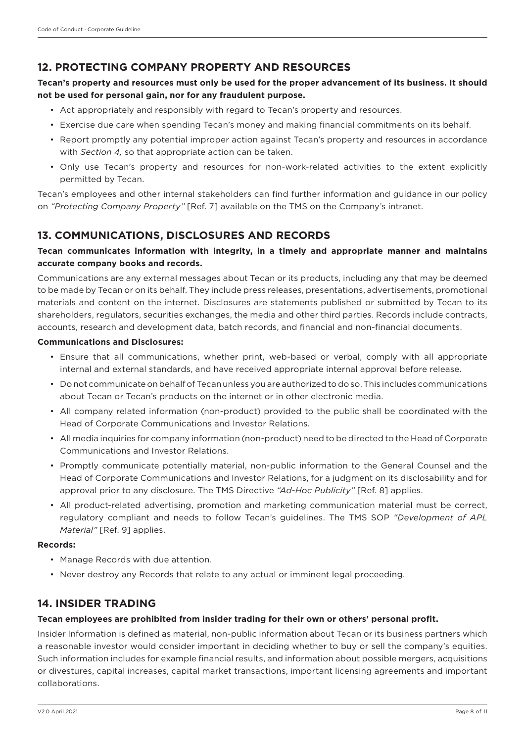## 12. PROTECTING COMPANY PROPERTY AND RESOURCES

**Tecan's property and resources must only be used for the proper advancement of its business. It should not be used for personal gain, nor for any fraudulent purpose.**

- Act appropriately and responsibly with regard to Tecan's property and resources.
- Exercise due care when spending Tecan's money and making financial commitments on its behalf.
- Report promptly any potential improper action against Tecan's property and resources in accordance with *Section 4,* so that appropriate action can be taken.
- Only use Tecan's property and resources for non-work-related activities to the extent explicitly permitted by Tecan.

Tecan's employees and other internal stakeholders can find further information and guidance in our policy on *"Protecting Company Property"* [Ref. 7] available on the TMS on the Company's intranet.

## 13. COMMUNICATIONS, DISCLOSURES AND RECORDS

**Tecan communicates information with integrity, in a timely and appropriate manner and maintains accurate company books and records.**

Communications are any external messages about Tecan or its products, including any that may be deemed to be made by Tecan or on its behalf. They include press releases, presentations, advertisements, promotional materials and content on the internet. Disclosures are statements published or submitted by Tecan to its shareholders, regulators, securities exchanges, the media and other third parties. Records include contracts, accounts, research and development data, batch records, and financial and non-financial documents.

**Communications and Disclosures:**

- Ensure that all communications, whether print, web-based or verbal, comply with all appropriate internal and external standards, and have received appropriate internal approval before release.
- Do not communicate on behalf of Tecan unless you are authorized to do so. This includes communications about Tecan or Tecan's products on the internet or in other electronic media.
- All company related information (non-product) provided to the public shall be coordinated with the Head of Corporate Communications and Investor Relations.
- All media inquiries for company information (non-product) need to be directed to the Head of Corporate Communications and Investor Relations.
- Promptly communicate potentially material, non-public information to the General Counsel and the Head of Corporate Communications and Investor Relations, for a judgment on its disclosability and for approval prior to any disclosure. The TMS Directive *"Ad-Hoc Publicity"* [Ref. 8] applies.
- All product-related advertising, promotion and marketing communication material must be correct, regulatory compliant and needs to follow Tecan's guidelines. The TMS SOP *"Development of APL Material"* [Ref. 9] applies.

**Records:**

- Manage Records with due attention.
- Never destroy any Records that relate to any actual or imminent legal proceeding.

## 14. INSIDER TRADING

**Tecan employees are prohibited from insider trading for their own or others' personal profit.**

Insider Information is defined as material, non-public information about Tecan or its business partners which a reasonable investor would consider important in deciding whether to buy or sell the company's equities. Such information includes for example financial results, and information about possible mergers, acquisitions or divestures, capital increases, capital market transactions, important licensing agreements and important collaborations.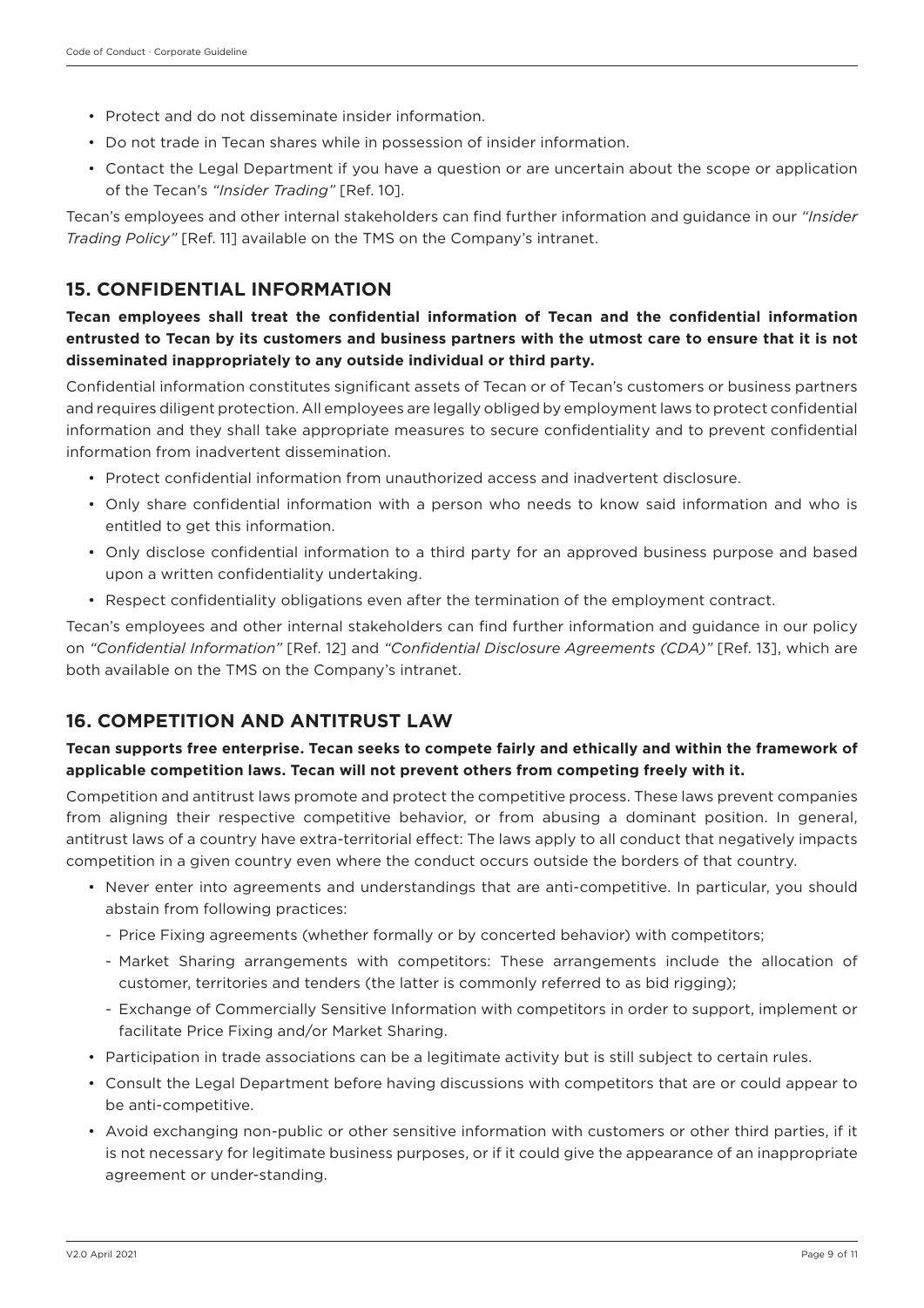- Protect and do not disseminate insider information.
- Do not trade in Tecan shares while in possession of insider information.
- Contact the Legal Department if you have a question or are uncertain about the scope or application of the Tecan's *"Insider Trading"* [Ref. 10].

Tecan's employees and other internal stakeholders can find further information and guidance in our *"Insider Trading Policy"* [Ref. 11] available on the TMS on the Company's intranet.

## 15. CONFIDENTIAL INFORMATION

**Tecan employees shall treat the confidential information of Tecan and the confidential information entrusted to Tecan by its customers and business partners with the utmost care to ensure that it is not disseminated inappropriately to any outside individual or third party.**

Confidential information constitutes significant assets of Tecan or of Tecan's customers or business partners and requires diligent protection. All employees are legally obliged by employment laws to protect confidential information and they shall take appropriate measures to secure confidentiality and to prevent confidential information from inadvertent dissemination.

- Protect confidential information from unauthorized access and inadvertent disclosure.
- Only share confidential information with a person who needs to know said information and who is entitled to get this information.
- Only disclose confidential information to a third party for an approved business purpose and based upon a written confidentiality undertaking.
- Respect confidentiality obligations even after the termination of the employment contract.

Tecan's employees and other internal stakeholders can find further information and guidance in our policy on *"Confidential Information"* [Ref. 12] and *"Confidential Disclosure Agreements (CDA)"* [Ref. 13], which are both available on the TMS on the Company's intranet.

## 16. COMPETITION AND ANTITRUST LAW

**Tecan supports free enterprise. Tecan seeks to compete fairly and ethically and within the framework of applicable competition laws. Tecan will not prevent others from competing freely with it.**

Competition and antitrust laws promote and protect the competitive process. These laws prevent companies from aligning their respective competitive behavior, or from abusing a dominant position. In general, antitrust laws of a country have extra-territorial effect: The laws apply to all conduct that negatively impacts competition in a given country even where the conduct occurs outside the borders of that country.

- Never enter into agreements and understandings that are anti-competitive. In particular, you should abstain from following practices:
  - Price Fixing agreements (whether formally or by concerted behavior) with competitors;
  - Market Sharing arrangements with competitors: These arrangements include the allocation of customer, territories and tenders (the latter is commonly referred to as bid rigging);
  - Exchange of Commercially Sensitive Information with competitors in order to support, implement or facilitate Price Fixing and/or Market Sharing.
- Participation in trade associations can be a legitimate activity but is still subject to certain rules.
- Consult the Legal Department before having discussions with competitors that are or could appear to be anti-competitive.
- Avoid exchanging non-public or other sensitive information with customers or other third parties, if it is not necessary for legitimate business purposes, or if it could give the appearance of an inappropriate agreement or under-standing.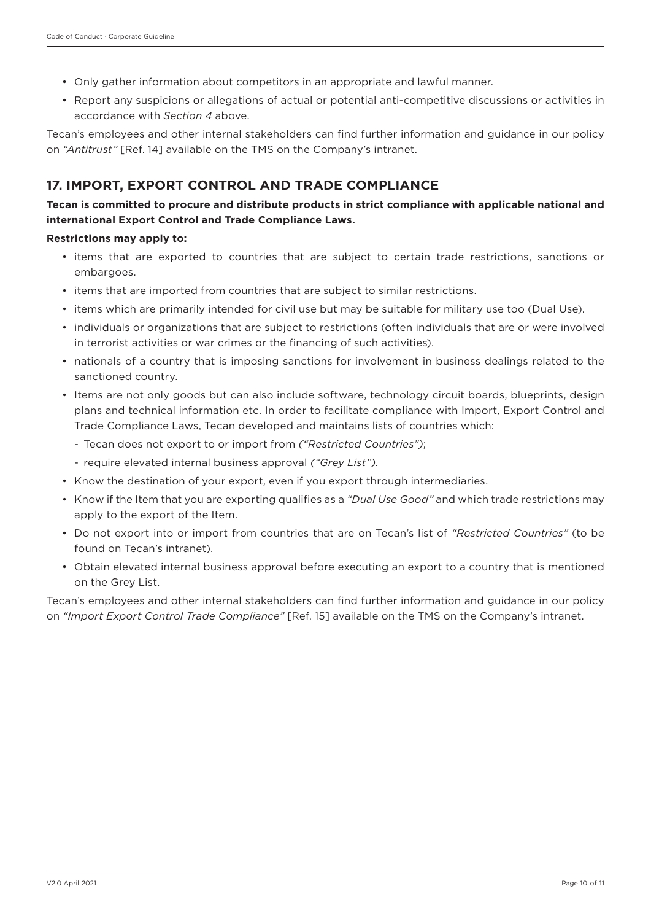- Only gather information about competitors in an appropriate and lawful manner.
- Report any suspicions or allegations of actual or potential anti-competitive discussions or activities in accordance with *Section 4* above.

Tecan's employees and other internal stakeholders can find further information and guidance in our policy on *"Antitrust"* [Ref. 14] available on the TMS on the Company's intranet.

## 17. IMPORT, EXPORT CONTROL AND TRADE COMPLIANCE

**Tecan is committed to procure and distribute products in strict compliance with applicable national and international Export Control and Trade Compliance Laws.**

**Restrictions may apply to:**

- items that are exported to countries that are subject to certain trade restrictions, sanctions or embargoes.
- items that are imported from countries that are subject to similar restrictions.
- items which are primarily intended for civil use but may be suitable for military use too (Dual Use).
- individuals or organizations that are subject to restrictions (often individuals that are or were involved in terrorist activities or war crimes or the financing of such activities).
- nationals of a country that is imposing sanctions for involvement in business dealings related to the sanctioned country.
- Items are not only goods but can also include software, technology circuit boards, blueprints, design plans and technical information etc. In order to facilitate compliance with Import, Export Control and Trade Compliance Laws, Tecan developed and maintains lists of countries which:
  - Tecan does not export to or import from *("Restricted Countries")*;
  - require elevated internal business approval *("Grey List").*
- Know the destination of your export, even if you export through intermediaries.
- Know if the Item that you are exporting qualifies as a *"Dual Use Good"* and which trade restrictions may apply to the export of the Item.
- Do not export into or import from countries that are on Tecan's list of *"Restricted Countries"* (to be found on Tecan's intranet).
- Obtain elevated internal business approval before executing an export to a country that is mentioned on the Grey List.

Tecan's employees and other internal stakeholders can find further information and guidance in our policy on *"Import Export Control Trade Compliance"* [Ref. 15] available on the TMS on the Company's intranet.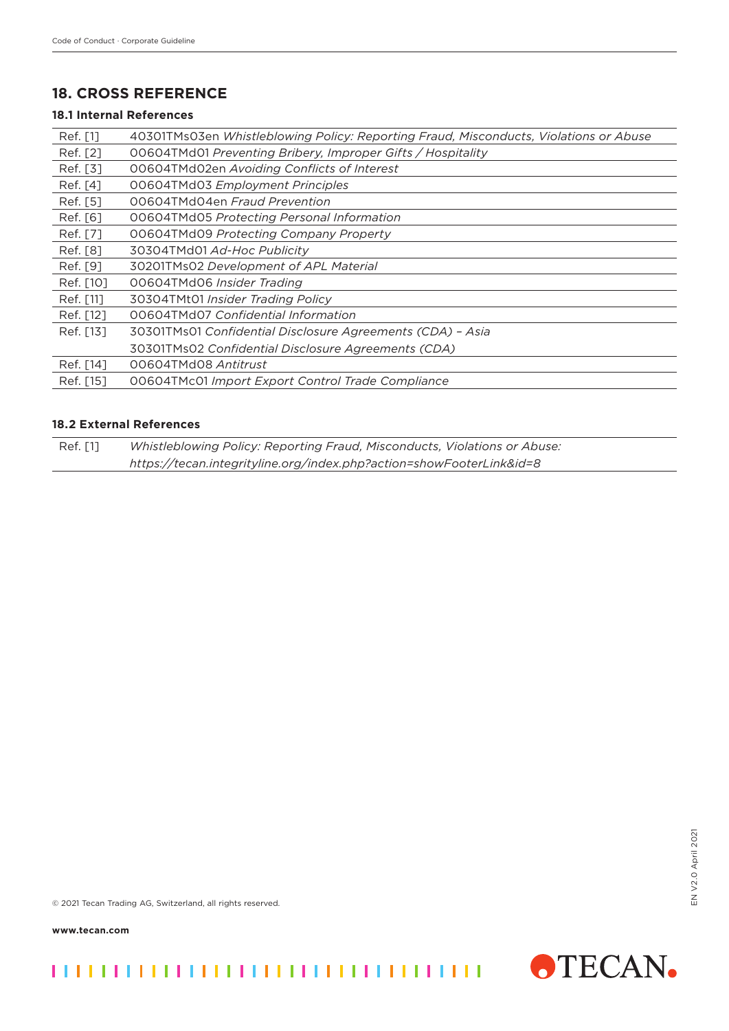## 18. CROSS REFERENCE

### 18.1 Internal References

| | |
|---|---|
| Ref. [1] | 40301TMs03en *Whistleblowing Policy: Reporting Fraud, Misconducts, Violations or Abuse* |
| Ref. [2] | 00604TMd01 *Preventing Bribery, Improper Gifts / Hospitality* |
| Ref. [3] | 00604TMd02en *Avoiding Conflicts of Interest* |
| Ref. [4] | 00604TMd03 *Employment Principles* |
| Ref. [5] | 00604TMd04en *Fraud Prevention* |
| Ref. [6] | 00604TMd05 *Protecting Personal Information* |
| Ref. [7] | 00604TMd09 *Protecting Company Property* |
| Ref. [8] | 30304TMd01 *Ad-Hoc Publicity* |
| Ref. [9] | 30201TMs02 *Development of APL Material* |
| Ref. [10] | 00604TMd06 *Insider Trading* |
| Ref. [11] | 30304TMt01 *Insider Trading Policy* |
| Ref. [12] | 00604TMd07 *Confidential Information* |
| Ref. [13] | 30301TMs01 *Confidential Disclosure Agreements (CDA) – Asia*<br>30301TMs02 *Confidential Disclosure Agreements (CDA)* |
| Ref. [14] | 00604TMd08 *Antitrust* |
| Ref. [15] | 00604TMc01 *Import Export Control Trade Compliance* |

### 18.2 External References

| | |
|---|---|
| Ref. [1] | *Whistleblowing Policy: Reporting Fraud, Misconducts, Violations or Abuse:*<br>*https://tecan.integrityline.org/index.php?action=showFooterLink&id=8* |

© 2021 Tecan Trading AG, Switzerland, all rights reserved.

**www.tecan.com**

EN V2.0 April 2021